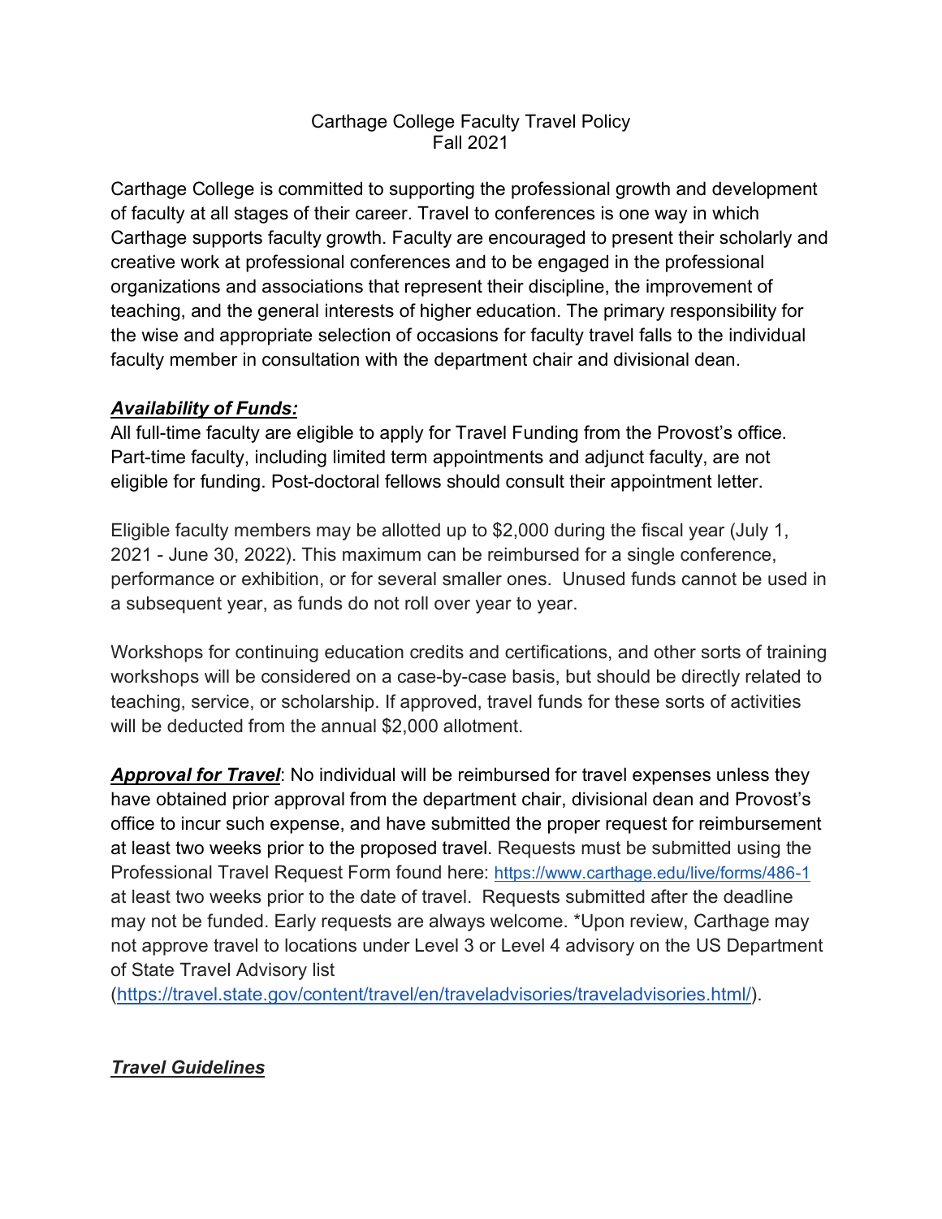# Carthage College Faculty Travel Policy
Fall 2021

Carthage College is committed to supporting the professional growth and development of faculty at all stages of their career. Travel to conferences is one way in which Carthage supports faculty growth. Faculty are encouraged to present their scholarly and creative work at professional conferences and to be engaged in the professional organizations and associations that represent their discipline, the improvement of teaching, and the general interests of higher education. The primary responsibility for the wise and appropriate selection of occasions for faculty travel falls to the individual faculty member in consultation with the department chair and divisional dean.

***Availability of Funds:***

All full-time faculty are eligible to apply for Travel Funding from the Provost's office. Part-time faculty, including limited term appointments and adjunct faculty, are not eligible for funding. Post-doctoral fellows should consult their appointment letter.

Eligible faculty members may be allotted up to $2,000 during the fiscal year (July 1, 2021 - June 30, 2022). This maximum can be reimbursed for a single conference, performance or exhibition, or for several smaller ones. Unused funds cannot be used in a subsequent year, as funds do not roll over year to year.

Workshops for continuing education credits and certifications, and other sorts of training workshops will be considered on a case-by-case basis, but should be directly related to teaching, service, or scholarship. If approved, travel funds for these sorts of activities will be deducted from the annual $2,000 allotment.

***Approval for Travel***: No individual will be reimbursed for travel expenses unless they have obtained prior approval from the department chair, divisional dean and Provost's office to incur such expense, and have submitted the proper request for reimbursement at least two weeks prior to the proposed travel. Requests must be submitted using the Professional Travel Request Form found here: https://www.carthage.edu/live/forms/486-1 at least two weeks prior to the date of travel. Requests submitted after the deadline may not be funded. Early requests are always welcome. *Upon review, Carthage may not approve travel to locations under Level 3 or Level 4 advisory on the US Department of State Travel Advisory list (https://travel.state.gov/content/travel/en/traveladvisories/traveladvisories.html/).

***Travel Guidelines***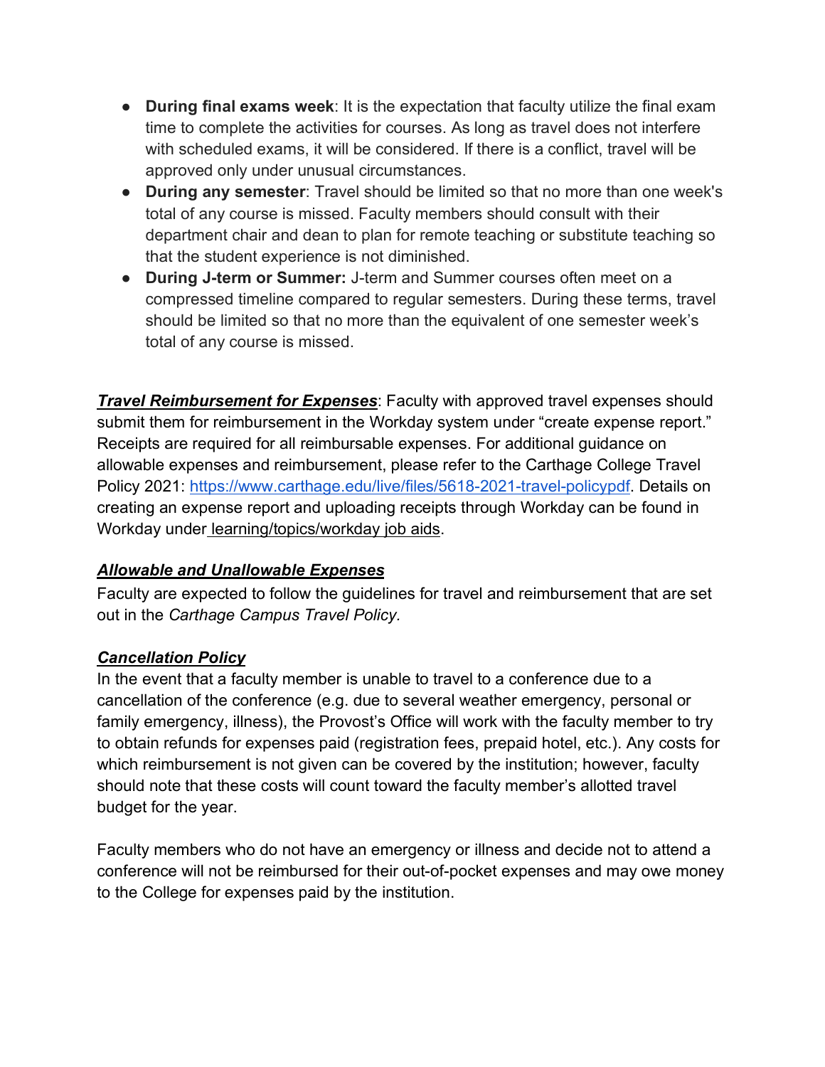- **During final exams week**: It is the expectation that faculty utilize the final exam time to complete the activities for courses. As long as travel does not interfere with scheduled exams, it will be considered. If there is a conflict, travel will be approved only under unusual circumstances.
- **During any semester**: Travel should be limited so that no more than one week's total of any course is missed. Faculty members should consult with their department chair and dean to plan for remote teaching or substitute teaching so that the student experience is not diminished.
- **During J-term or Summer:** J-term and Summer courses often meet on a compressed timeline compared to regular semesters. During these terms, travel should be limited so that no more than the equivalent of one semester week's total of any course is missed.

***Travel Reimbursement for Expenses***: Faculty with approved travel expenses should submit them for reimbursement in the Workday system under "create expense report." Receipts are required for all reimbursable expenses. For additional guidance on allowable expenses and reimbursement, please refer to the Carthage College Travel Policy 2021: [https://www.carthage.edu/live/files/5618-2021-travel-policypdf](https://www.carthage.edu/live/files/5618-2021-travel-policypdf). Details on creating an expense report and uploading receipts through Workday can be found in Workday under learning/topics/workday job aids.

***Allowable and Unallowable Expenses***

Faculty are expected to follow the guidelines for travel and reimbursement that are set out in the *Carthage Campus Travel Policy.*

***Cancellation Policy***

In the event that a faculty member is unable to travel to a conference due to a cancellation of the conference (e.g. due to several weather emergency, personal or family emergency, illness), the Provost's Office will work with the faculty member to try to obtain refunds for expenses paid (registration fees, prepaid hotel, etc.). Any costs for which reimbursement is not given can be covered by the institution; however, faculty should note that these costs will count toward the faculty member's allotted travel budget for the year.

Faculty members who do not have an emergency or illness and decide not to attend a conference will not be reimbursed for their out-of-pocket expenses and may owe money to the College for expenses paid by the institution.